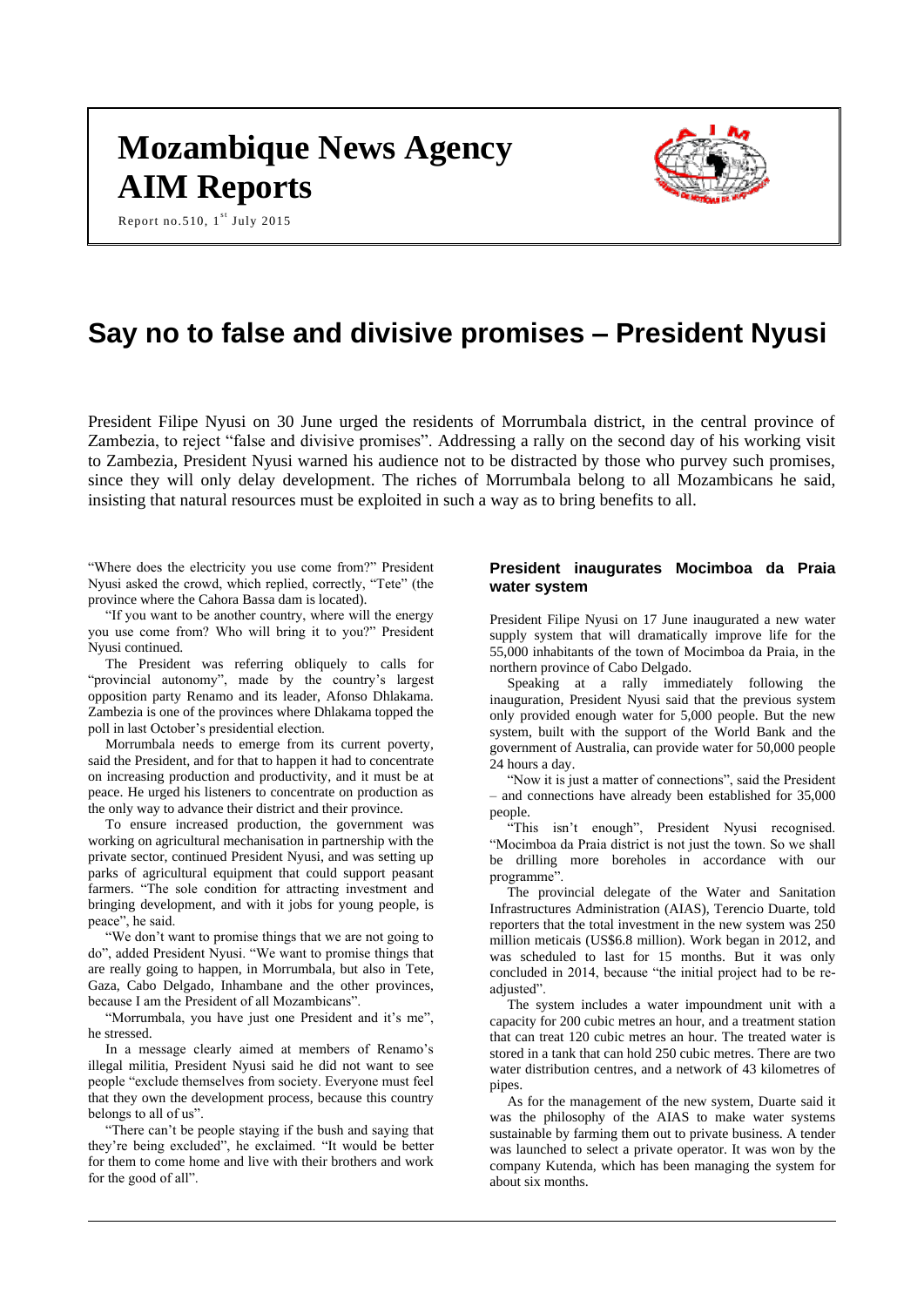# Mozambique News Agency AIM Reports

Report no.510, 1st July 2015

# Say no to false and divisive promises – President Nyusi

President Filipe Nyusi on 30 June urged the residents of Morrumbala district, in the central province of Zambezia, to reject "false and divisive promises". Addressing a rally on the second day of his working visit to Zambezia, President Nyusi warned his audience not to be distracted by those who purvey such promises, since they will only delay development. The riches of Morrumbala belong to all Mozambicans he said, insisting that natural resources must be exploited in such a way as to bring benefits to all.

"Where does the electricity you use come from?" President Nyusi asked the crowd, which replied, correctly, "Tete" (the province where the Cahora Bassa dam is located).

"If you want to be another country, where will the energy you use come from? Who will bring it to you?" President Nyusi continued.

The President was referring obliquely to calls for "provincial autonomy", made by the country's largest opposition party Renamo and its leader, Afonso Dhlakama. Zambezia is one of the provinces where Dhlakama topped the poll in last October's presidential election.

Morrumbala needs to emerge from its current poverty, said the President, and for that to happen it had to concentrate on increasing production and productivity, and it must be at peace. He urged his listeners to concentrate on production as the only way to advance their district and their province.

To ensure increased production, the government was working on agricultural mechanisation in partnership with the private sector, continued President Nyusi, and was setting up parks of agricultural equipment that could support peasant farmers. "The sole condition for attracting investment and bringing development, and with it jobs for young people, is peace", he said.

"We don't want to promise things that we are not going to do", added President Nyusi. "We want to promise things that are really going to happen, in Morrumbala, but also in Tete, Gaza, Cabo Delgado, Inhambane and the other provinces, because I am the President of all Mozambicans".

"Morrumbala, you have just one President and it's me", he stressed.

In a message clearly aimed at members of Renamo's illegal militia, President Nyusi said he did not want to see people "exclude themselves from society. Everyone must feel that they own the development process, because this country belongs to all of us".

"There can't be people staying if the bush and saying that they're being excluded", he exclaimed. "It would be better for them to come home and live with their brothers and work for the good of all".

## President inaugurates Mocimboa da Praia water system

President Filipe Nyusi on 17 June inaugurated a new water supply system that will dramatically improve life for the 55,000 inhabitants of the town of Mocimboa da Praia, in the northern province of Cabo Delgado.

Speaking at a rally immediately following the inauguration, President Nyusi said that the previous system only provided enough water for 5,000 people. But the new system, built with the support of the World Bank and the government of Australia, can provide water for 50,000 people 24 hours a day.

"Now it is just a matter of connections", said the President – and connections have already been established for 35,000 people.

"This isn't enough", President Nyusi recognised. "Mocimboa da Praia district is not just the town. So we shall be drilling more boreholes in accordance with our programme".

The provincial delegate of the Water and Sanitation Infrastructures Administration (AIAS), Terencio Duarte, told reporters that the total investment in the new system was 250 million meticais (US$6.8 million). Work began in 2012, and was scheduled to last for 15 months. But it was only concluded in 2014, because "the initial project had to be re-adjusted".

The system includes a water impoundment unit with a capacity for 200 cubic metres an hour, and a treatment station that can treat 120 cubic metres an hour. The treated water is stored in a tank that can hold 250 cubic metres. There are two water distribution centres, and a network of 43 kilometres of pipes.

As for the management of the new system, Duarte said it was the philosophy of the AIAS to make water systems sustainable by farming them out to private business. A tender was launched to select a private operator. It was won by the company Kutenda, which has been managing the system for about six months.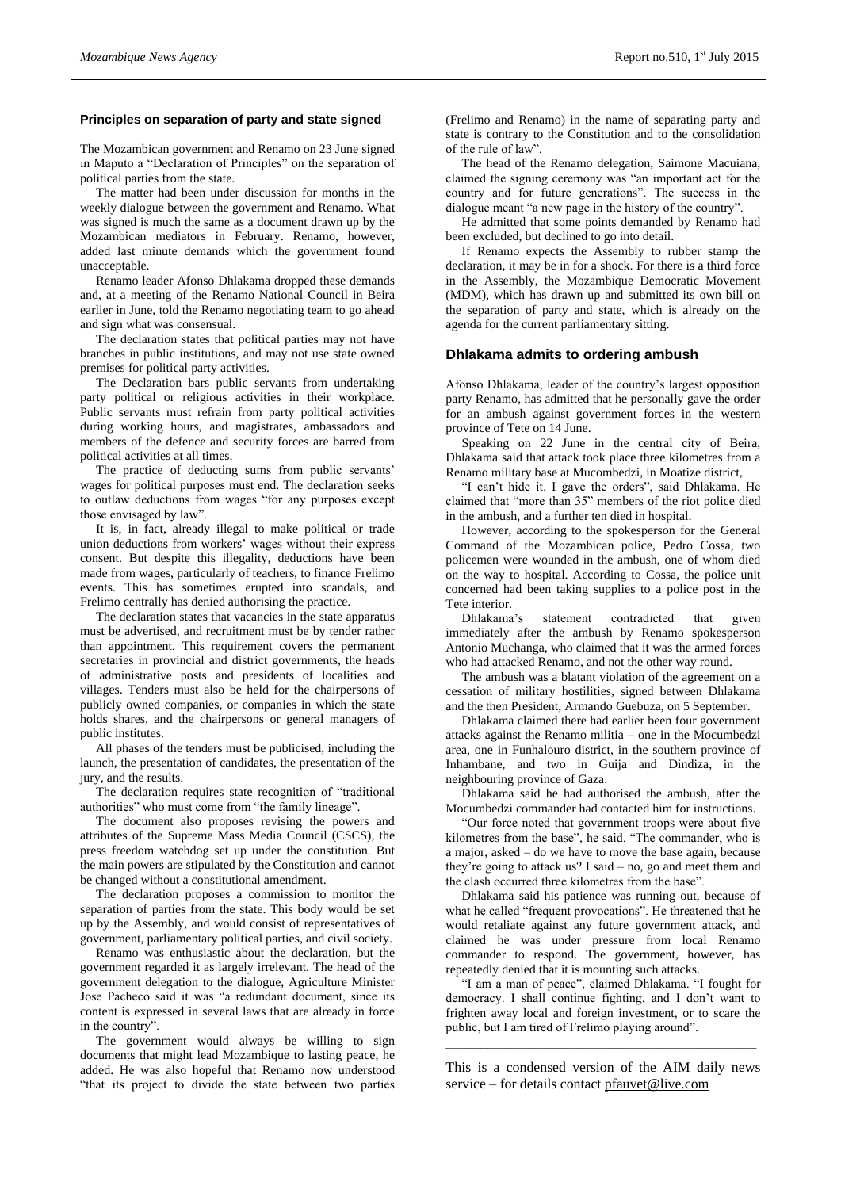## Principles on separation of party and state signed

The Mozambican government and Renamo on 23 June signed in Maputo a "Declaration of Principles" on the separation of political parties from the state.

The matter had been under discussion for months in the weekly dialogue between the government and Renamo. What was signed is much the same as a document drawn up by the Mozambican mediators in February. Renamo, however, added last minute demands which the government found unacceptable.

Renamo leader Afonso Dhlakama dropped these demands and, at a meeting of the Renamo National Council in Beira earlier in June, told the Renamo negotiating team to go ahead and sign what was consensual.

The declaration states that political parties may not have branches in public institutions, and may not use state owned premises for political party activities.

The Declaration bars public servants from undertaking party political or religious activities in their workplace. Public servants must refrain from party political activities during working hours, and magistrates, ambassadors and members of the defence and security forces are barred from political activities at all times.

The practice of deducting sums from public servants' wages for political purposes must end. The declaration seeks to outlaw deductions from wages "for any purposes except those envisaged by law".

It is, in fact, already illegal to make political or trade union deductions from workers' wages without their express consent. But despite this illegality, deductions have been made from wages, particularly of teachers, to finance Frelimo events. This has sometimes erupted into scandals, and Frelimo centrally has denied authorising the practice.

The declaration states that vacancies in the state apparatus must be advertised, and recruitment must be by tender rather than appointment. This requirement covers the permanent secretaries in provincial and district governments, the heads of administrative posts and presidents of localities and villages. Tenders must also be held for the chairpersons of publicly owned companies, or companies in which the state holds shares, and the chairpersons or general managers of public institutes.

All phases of the tenders must be publicised, including the launch, the presentation of candidates, the presentation of the jury, and the results.

The declaration requires state recognition of "traditional authorities" who must come from "the family lineage".

The document also proposes revising the powers and attributes of the Supreme Mass Media Council (CSCS), the press freedom watchdog set up under the constitution. But the main powers are stipulated by the Constitution and cannot be changed without a constitutional amendment.

The declaration proposes a commission to monitor the separation of parties from the state. This body would be set up by the Assembly, and would consist of representatives of government, parliamentary political parties, and civil society.

Renamo was enthusiastic about the declaration, but the government regarded it as largely irrelevant. The head of the government delegation to the dialogue, Agriculture Minister Jose Pacheco said it was "a redundant document, since its content is expressed in several laws that are already in force in the country".

The government would always be willing to sign documents that might lead Mozambique to lasting peace, he added. He was also hopeful that Renamo now understood "that its project to divide the state between two parties (Frelimo and Renamo) in the name of separating party and state is contrary to the Constitution and to the consolidation of the rule of law".

The head of the Renamo delegation, Saimone Macuiana, claimed the signing ceremony was "an important act for the country and for future generations". The success in the dialogue meant "a new page in the history of the country".

He admitted that some points demanded by Renamo had been excluded, but declined to go into detail.

If Renamo expects the Assembly to rubber stamp the declaration, it may be in for a shock. For there is a third force in the Assembly, the Mozambique Democratic Movement (MDM), which has drawn up and submitted its own bill on the separation of party and state, which is already on the agenda for the current parliamentary sitting.

## Dhlakama admits to ordering ambush

Afonso Dhlakama, leader of the country's largest opposition party Renamo, has admitted that he personally gave the order for an ambush against government forces in the western province of Tete on 14 June.

Speaking on 22 June in the central city of Beira, Dhlakama said that attack took place three kilometres from a Renamo military base at Mucombedzi, in Moatize district,

"I can't hide it. I gave the orders", said Dhlakama. He claimed that "more than 35" members of the riot police died in the ambush, and a further ten died in hospital.

However, according to the spokesperson for the General Command of the Mozambican police, Pedro Cossa, two policemen were wounded in the ambush, one of whom died on the way to hospital. According to Cossa, the police unit concerned had been taking supplies to a police post in the Tete interior.

Dhlakama's statement contradicted that given immediately after the ambush by Renamo spokesperson Antonio Muchanga, who claimed that it was the armed forces who had attacked Renamo, and not the other way round.

The ambush was a blatant violation of the agreement on a cessation of military hostilities, signed between Dhlakama and the then President, Armando Guebuza, on 5 September.

Dhlakama claimed there had earlier been four government attacks against the Renamo militia – one in the Mocumbedzi area, one in Funhalouro district, in the southern province of Inhambane, and two in Guija and Dindiza, in the neighbouring province of Gaza.

Dhlakama said he had authorised the ambush, after the Mocumbedzi commander had contacted him for instructions.

"Our force noted that government troops were about five kilometres from the base", he said. "The commander, who is a major, asked – do we have to move the base again, because they're going to attack us? I said – no, go and meet them and the clash occurred three kilometres from the base".

Dhlakama said his patience was running out, because of what he called "frequent provocations". He threatened that he would retaliate against any future government attack, and claimed he was under pressure from local Renamo commander to respond. The government, however, has repeatedly denied that it is mounting such attacks.

"I am a man of peace", claimed Dhlakama. "I fought for democracy. I shall continue fighting, and I don't want to frighten away local and foreign investment, or to scare the public, but I am tired of Frelimo playing around".

---

This is a condensed version of the AIM daily news service – for details contact pfauvet@live.com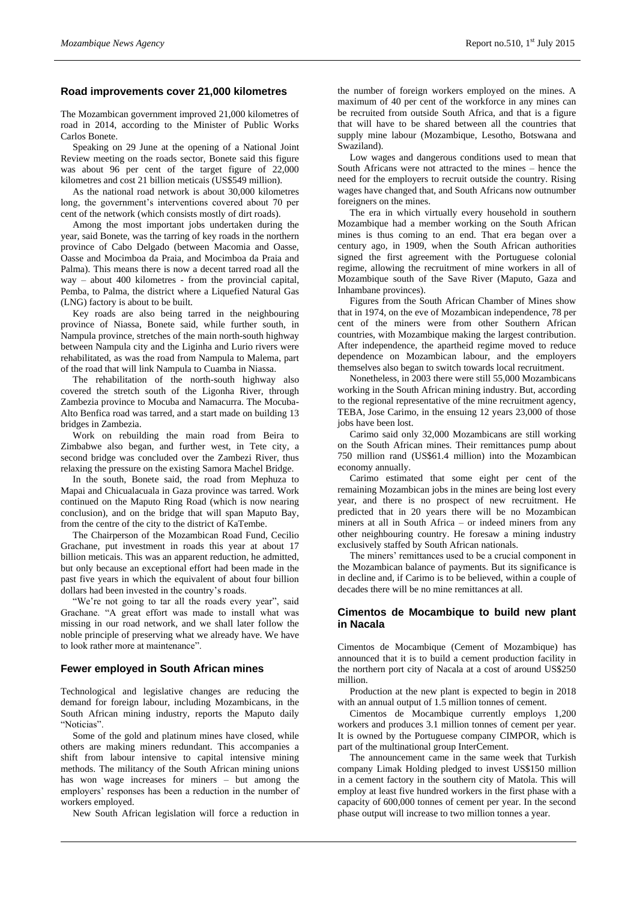## Road improvements cover 21,000 kilometres

The Mozambican government improved 21,000 kilometres of road in 2014, according to the Minister of Public Works Carlos Bonete.

Speaking on 29 June at the opening of a National Joint Review meeting on the roads sector, Bonete said this figure was about 96 per cent of the target figure of 22,000 kilometres and cost 21 billion meticais (US$549 million).

As the national road network is about 30,000 kilometres long, the government's interventions covered about 70 per cent of the network (which consists mostly of dirt roads).

Among the most important jobs undertaken during the year, said Bonete, was the tarring of key roads in the northern province of Cabo Delgado (between Macomia and Oasse, Oasse and Mocimboa da Praia, and Mocimboa da Praia and Palma). This means there is now a decent tarred road all the way – about 400 kilometres - from the provincial capital, Pemba, to Palma, the district where a Liquefied Natural Gas (LNG) factory is about to be built.

Key roads are also being tarred in the neighbouring province of Niassa, Bonete said, while further south, in Nampula province, stretches of the main north-south highway between Nampula city and the Liginha and Lurio rivers were rehabilitated, as was the road from Nampula to Malema, part of the road that will link Nampula to Cuamba in Niassa.

The rehabilitation of the north-south highway also covered the stretch south of the Ligonha River, through Zambezia province to Mocuba and Namacurra. The Mocuba-Alto Benfica road was tarred, and a start made on building 13 bridges in Zambezia.

Work on rebuilding the main road from Beira to Zimbabwe also began, and further west, in Tete city, a second bridge was concluded over the Zambezi River, thus relaxing the pressure on the existing Samora Machel Bridge.

In the south, Bonete said, the road from Mephuza to Mapai and Chicualacuala in Gaza province was tarred. Work continued on the Maputo Ring Road (which is now nearing conclusion), and on the bridge that will span Maputo Bay, from the centre of the city to the district of KaTembe.

The Chairperson of the Mozambican Road Fund, Cecilio Grachane, put investment in roads this year at about 17 billion meticais. This was an apparent reduction, he admitted, but only because an exceptional effort had been made in the past five years in which the equivalent of about four billion dollars had been invested in the country's roads.

"We're not going to tar all the roads every year", said Grachane. "A great effort was made to install what was missing in our road network, and we shall later follow the noble principle of preserving what we already have. We have to look rather more at maintenance".

## Fewer employed in South African mines

Technological and legislative changes are reducing the demand for foreign labour, including Mozambicans, in the South African mining industry, reports the Maputo daily "Noticias".

Some of the gold and platinum mines have closed, while others are making miners redundant. This accompanies a shift from labour intensive to capital intensive mining methods. The militancy of the South African mining unions has won wage increases for miners – but among the employers' responses has been a reduction in the number of workers employed.

New South African legislation will force a reduction in the number of foreign workers employed on the mines. A maximum of 40 per cent of the workforce in any mines can be recruited from outside South Africa, and that is a figure that will have to be shared between all the countries that supply mine labour (Mozambique, Lesotho, Botswana and Swaziland).

Low wages and dangerous conditions used to mean that South Africans were not attracted to the mines – hence the need for the employers to recruit outside the country. Rising wages have changed that, and South Africans now outnumber foreigners on the mines.

The era in which virtually every household in southern Mozambique had a member working on the South African mines is thus coming to an end. That era began over a century ago, in 1909, when the South African authorities signed the first agreement with the Portuguese colonial regime, allowing the recruitment of mine workers in all of Mozambique south of the Save River (Maputo, Gaza and Inhambane provinces).

Figures from the South African Chamber of Mines show that in 1974, on the eve of Mozambican independence, 78 per cent of the miners were from other Southern African countries, with Mozambique making the largest contribution. After independence, the apartheid regime moved to reduce dependence on Mozambican labour, and the employers themselves also began to switch towards local recruitment.

Nonetheless, in 2003 there were still 55,000 Mozambicans working in the South African mining industry. But, according to the regional representative of the mine recruitment agency, TEBA, Jose Carimo, in the ensuing 12 years 23,000 of those jobs have been lost.

Carimo said only 32,000 Mozambicans are still working on the South African mines. Their remittances pump about 750 million rand (US$61.4 million) into the Mozambican economy annually.

Carimo estimated that some eight per cent of the remaining Mozambican jobs in the mines are being lost every year, and there is no prospect of new recruitment. He predicted that in 20 years there will be no Mozambican miners at all in South Africa – or indeed miners from any other neighbouring country. He foresaw a mining industry exclusively staffed by South African nationals.

The miners' remittances used to be a crucial component in the Mozambican balance of payments. But its significance is in decline and, if Carimo is to be believed, within a couple of decades there will be no mine remittances at all.

## Cimentos de Mocambique to build new plant in Nacala

Cimentos de Mocambique (Cement of Mozambique) has announced that it is to build a cement production facility in the northern port city of Nacala at a cost of around US$250 million.

Production at the new plant is expected to begin in 2018 with an annual output of 1.5 million tonnes of cement.

Cimentos de Mocambique currently employs 1,200 workers and produces 3.1 million tonnes of cement per year. It is owned by the Portuguese company CIMPOR, which is part of the multinational group InterCement.

The announcement came in the same week that Turkish company Limak Holding pledged to invest US$150 million in a cement factory in the southern city of Matola. This will employ at least five hundred workers in the first phase with a capacity of 600,000 tonnes of cement per year. In the second phase output will increase to two million tonnes a year.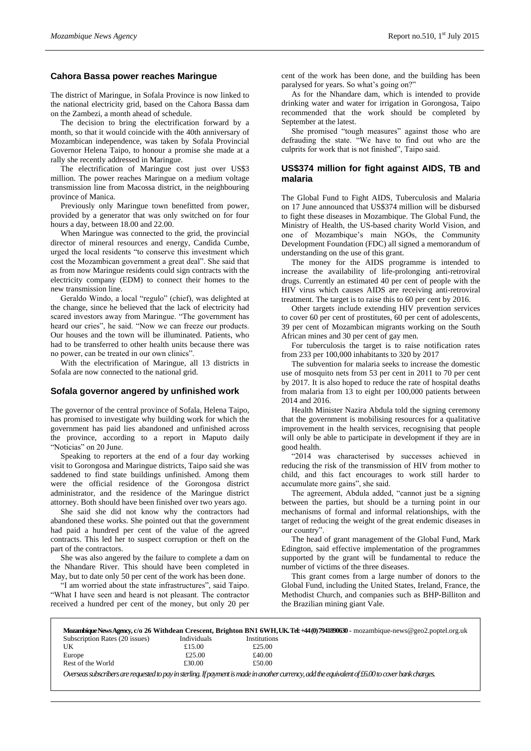## Cahora Bassa power reaches Maringue

The district of Maringue, in Sofala Province is now linked to the national electricity grid, based on the Cahora Bassa dam on the Zambezi, a month ahead of schedule.

The decision to bring the electrification forward by a month, so that it would coincide with the 40th anniversary of Mozambican independence, was taken by Sofala Provincial Governor Helena Taipo, to honour a promise she made at a rally she recently addressed in Maringue.

The electrification of Maringue cost just over US$3 million. The power reaches Maringue on a medium voltage transmission line from Macossa district, in the neighbouring province of Manica.

Previously only Maringue town benefitted from power, provided by a generator that was only switched on for four hours a day, between 18.00 and 22.00.

When Maringue was connected to the grid, the provincial director of mineral resources and energy, Candida Cumbe, urged the local residents "to conserve this investment which cost the Mozambican government a great deal". She said that as from now Maringue residents could sign contracts with the electricity company (EDM) to connect their homes to the new transmission line.

Geraldo Windo, a local "regulo" (chief), was delighted at the change, since he believed that the lack of electricity had scared investors away from Maringue. "The government has heard our cries", he said. "Now we can freeze our products. Our houses and the town will be illuminated. Patients, who had to be transferred to other health units because there was no power, can be treated in our own clinics".

With the electrification of Maringue, all 13 districts in Sofala are now connected to the national grid.

## Sofala governor angered by unfinished work

The governor of the central province of Sofala, Helena Taipo, has promised to investigate why building work for which the government has paid lies abandoned and unfinished across the province, according to a report in Maputo daily "Noticias" on 20 June.

Speaking to reporters at the end of a four day working visit to Gorongosa and Maringue districts, Taipo said she was saddened to find state buildings unfinished. Among them were the official residence of the Gorongosa district administrator, and the residence of the Maringue district attorney. Both should have been finished over two years ago.

She said she did not know why the contractors had abandoned these works. She pointed out that the government had paid a hundred per cent of the value of the agreed contracts. This led her to suspect corruption or theft on the part of the contractors.

She was also angered by the failure to complete a dam on the Nhandare River. This should have been completed in May, but to date only 50 per cent of the work has been done.

"I am worried about the state infrastructures", said Taipo. "What I have seen and heard is not pleasant. The contractor received a hundred per cent of the money, but only 20 per cent of the work has been done, and the building has been paralysed for years. So what's going on?"

As for the Nhandare dam, which is intended to provide drinking water and water for irrigation in Gorongosa, Taipo recommended that the work should be completed by September at the latest.

She promised "tough measures" against those who are defrauding the state. "We have to find out who are the culprits for work that is not finished", Taipo said.

## US$374 million for fight against AIDS, TB and malaria

The Global Fund to Fight AIDS, Tuberculosis and Malaria on 17 June announced that US$374 million will be disbursed to fight these diseases in Mozambique. The Global Fund, the Ministry of Health, the US-based charity World Vision, and one of Mozambique's main NGOs, the Community Development Foundation (FDC) all signed a memorandum of understanding on the use of this grant.

The money for the AIDS programme is intended to increase the availability of life-prolonging anti-retroviral drugs. Currently an estimated 40 per cent of people with the HIV virus which causes AIDS are receiving anti-retroviral treatment. The target is to raise this to 60 per cent by 2016.

Other targets include extending HIV prevention services to cover 60 per cent of prostitutes, 60 per cent of adolescents, 39 per cent of Mozambican migrants working on the South African mines and 30 per cent of gay men.

For tuberculosis the target is to raise notification rates from 233 per 100,000 inhabitants to 320 by 2017

The subvention for malaria seeks to increase the domestic use of mosquito nets from 53 per cent in 2011 to 70 per cent by 2017. It is also hoped to reduce the rate of hospital deaths from malaria from 13 to eight per 100,000 patients between 2014 and 2016.

Health Minister Nazira Abdula told the signing ceremony that the government is mobilising resources for a qualitative improvement in the health services, recognising that people will only be able to participate in development if they are in good health.

"2014 was characterised by successes achieved in reducing the risk of the transmission of HIV from mother to child, and this fact encourages to work still harder to accumulate more gains", she said.

The agreement, Abdula added, "cannot just be a signing between the parties, but should be a turning point in our mechanisms of formal and informal relationships, with the target of reducing the weight of the great endemic diseases in our country".

The head of grant management of the Global Fund, Mark Edington, said effective implementation of the programmes supported by the grant will be fundamental to reduce the number of victims of the three diseases.

This grant comes from a large number of donors to the Global Fund, including the United States, Ireland, France, the Methodist Church, and companies such as BHP-Billiton and the Brazilian mining giant Vale.

**Mozambique News Agency, c/o 26 Withdean Crescent, Brighton BN1 6WH, UK. Tel: +44 (0) 7941890630** - mozambique-news@geo2.poptel.org.uk

| Subscription Rates (20 issues) | Individuals | Institutions |
|---|---|---|
| UK | £15.00 | £25.00 |
| Europe | £25.00 | £40.00 |
| Rest of the World | £30.00 | £50.00 |

*Overseas subscribers are requested to pay in sterling. If payment is made in another currency, add the equivalent of £6.00 to cover bank charges.*